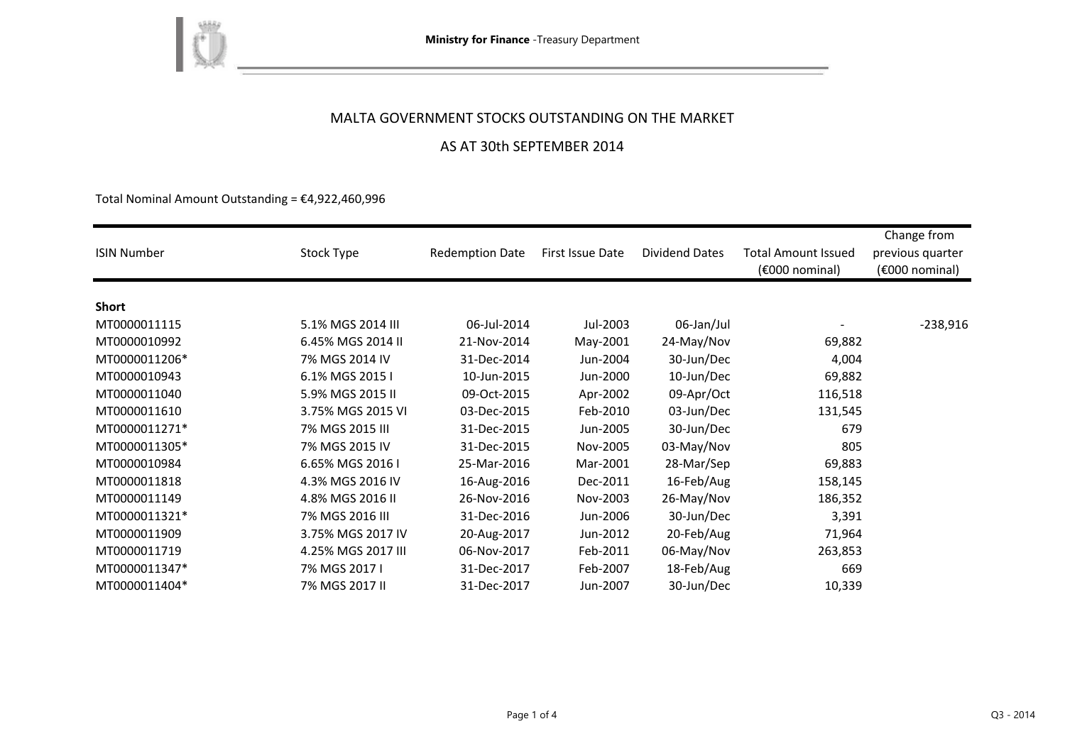Ministry for Finance -Treasury Department

# MALTA GOVERNMENT STOCKS OUTSTANDING ON THE MARKET

## AS AT 30th SEPTEMBER 2014

Total Nominal Amount Outstanding = €4,922,460,996

| ISIN Number | Stock Type | Redemption Date | First Issue Date | Dividend Dates | Total Amount Issued (€000 nominal) | Change from previous quarter (€000 nominal) |
|---|---|---|---|---|---|---|
| **Short** | | | | | | |
| MT0000011115 | 5.1% MGS 2014 III | 06-Jul-2014 | Jul-2003 | 06-Jan/Jul | - | -238,916 |
| MT0000010992 | 6.45% MGS 2014 II | 21-Nov-2014 | May-2001 | 24-May/Nov | 69,882 | |
| MT0000011206* | 7% MGS 2014 IV | 31-Dec-2014 | Jun-2004 | 30-Jun/Dec | 4,004 | |
| MT0000010943 | 6.1% MGS 2015 I | 10-Jun-2015 | Jun-2000 | 10-Jun/Dec | 69,882 | |
| MT0000011040 | 5.9% MGS 2015 II | 09-Oct-2015 | Apr-2002 | 09-Apr/Oct | 116,518 | |
| MT0000011610 | 3.75% MGS 2015 VI | 03-Dec-2015 | Feb-2010 | 03-Jun/Dec | 131,545 | |
| MT0000011271* | 7% MGS 2015 III | 31-Dec-2015 | Jun-2005 | 30-Jun/Dec | 679 | |
| MT0000011305* | 7% MGS 2015 IV | 31-Dec-2015 | Nov-2005 | 03-May/Nov | 805 | |
| MT0000010984 | 6.65% MGS 2016 I | 25-Mar-2016 | Mar-2001 | 28-Mar/Sep | 69,883 | |
| MT0000011818 | 4.3% MGS 2016 IV | 16-Aug-2016 | Dec-2011 | 16-Feb/Aug | 158,145 | |
| MT0000011149 | 4.8% MGS 2016 II | 26-Nov-2016 | Nov-2003 | 26-May/Nov | 186,352 | |
| MT0000011321* | 7% MGS 2016 III | 31-Dec-2016 | Jun-2006 | 30-Jun/Dec | 3,391 | |
| MT0000011909 | 3.75% MGS 2017 IV | 20-Aug-2017 | Jun-2012 | 20-Feb/Aug | 71,964 | |
| MT0000011719 | 4.25% MGS 2017 III | 06-Nov-2017 | Feb-2011 | 06-May/Nov | 263,853 | |
| MT0000011347* | 7% MGS 2017 I | 31-Dec-2017 | Feb-2007 | 18-Feb/Aug | 669 | |
| MT0000011404* | 7% MGS 2017 II | 31-Dec-2017 | Jun-2007 | 30-Jun/Dec | 10,339 | |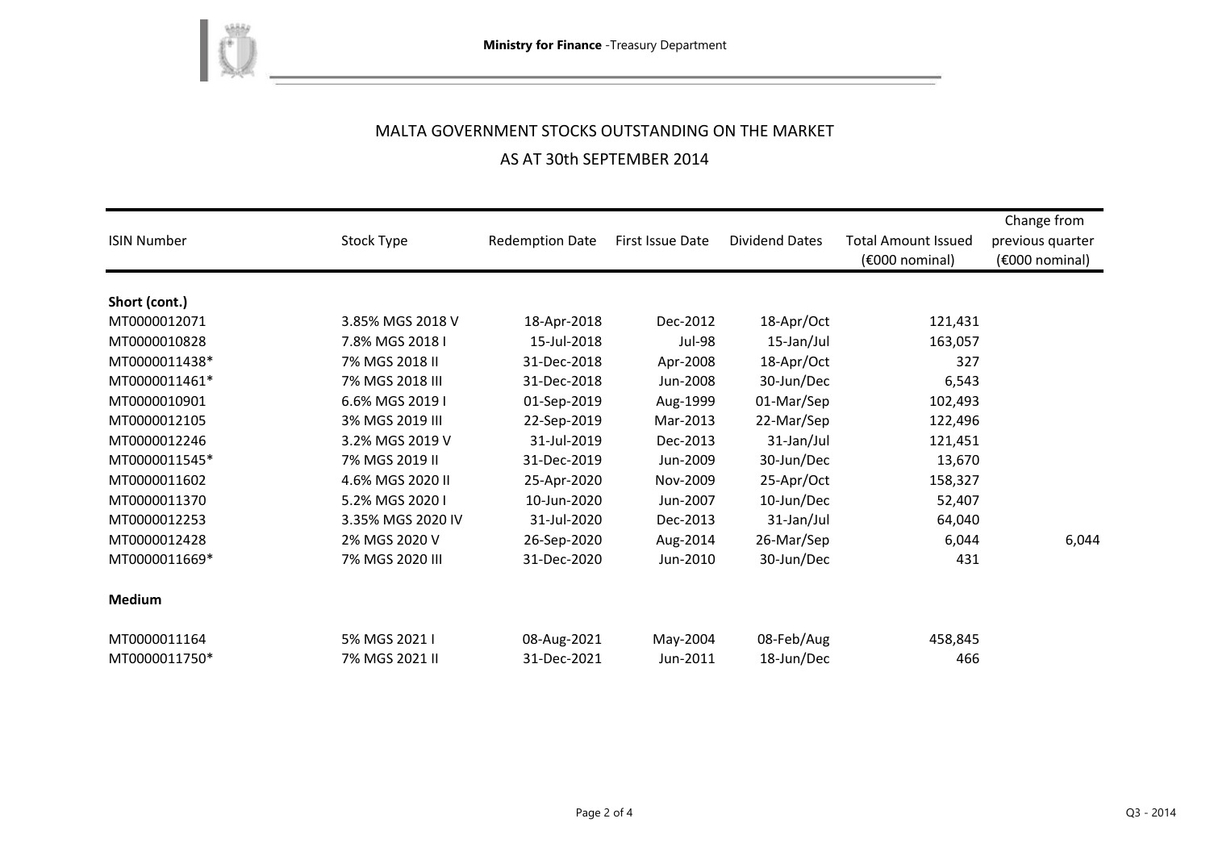# MALTA GOVERNMENT STOCKS OUTSTANDING ON THE MARKET

## AS AT 30th SEPTEMBER 2014

| ISIN Number | Stock Type | Redemption Date | First Issue Date | Dividend Dates | Total Amount Issued (€000 nominal) | Change from previous quarter (€000 nominal) |
|---|---|---|---|---|---|---|
| **Short (cont.)** | | | | | | |
| MT0000012071 | 3.85% MGS 2018 V | 18-Apr-2018 | Dec-2012 | 18-Apr/Oct | 121,431 | |
| MT0000010828 | 7.8% MGS 2018 I | 15-Jul-2018 | Jul-98 | 15-Jan/Jul | 163,057 | |
| MT0000011438* | 7% MGS 2018 II | 31-Dec-2018 | Apr-2008 | 18-Apr/Oct | 327 | |
| MT0000011461* | 7% MGS 2018 III | 31-Dec-2018 | Jun-2008 | 30-Jun/Dec | 6,543 | |
| MT0000010901 | 6.6% MGS 2019 I | 01-Sep-2019 | Aug-1999 | 01-Mar/Sep | 102,493 | |
| MT0000012105 | 3% MGS 2019 III | 22-Sep-2019 | Mar-2013 | 22-Mar/Sep | 122,496 | |
| MT0000012246 | 3.2% MGS 2019 V | 31-Jul-2019 | Dec-2013 | 31-Jan/Jul | 121,451 | |
| MT0000011545* | 7% MGS 2019 II | 31-Dec-2019 | Jun-2009 | 30-Jun/Dec | 13,670 | |
| MT0000011602 | 4.6% MGS 2020 II | 25-Apr-2020 | Nov-2009 | 25-Apr/Oct | 158,327 | |
| MT0000011370 | 5.2% MGS 2020 I | 10-Jun-2020 | Jun-2007 | 10-Jun/Dec | 52,407 | |
| MT0000012253 | 3.35% MGS 2020 IV | 31-Jul-2020 | Dec-2013 | 31-Jan/Jul | 64,040 | |
| MT0000012428 | 2% MGS 2020 V | 26-Sep-2020 | Aug-2014 | 26-Mar/Sep | 6,044 | 6,044 |
| MT0000011669* | 7% MGS 2020 III | 31-Dec-2020 | Jun-2010 | 30-Jun/Dec | 431 | |
| **Medium** | | | | | | |
| MT0000011164 | 5% MGS 2021 I | 08-Aug-2021 | May-2004 | 08-Feb/Aug | 458,845 | |
| MT0000011750* | 7% MGS 2021 II | 31-Dec-2021 | Jun-2011 | 18-Jun/Dec | 466 | |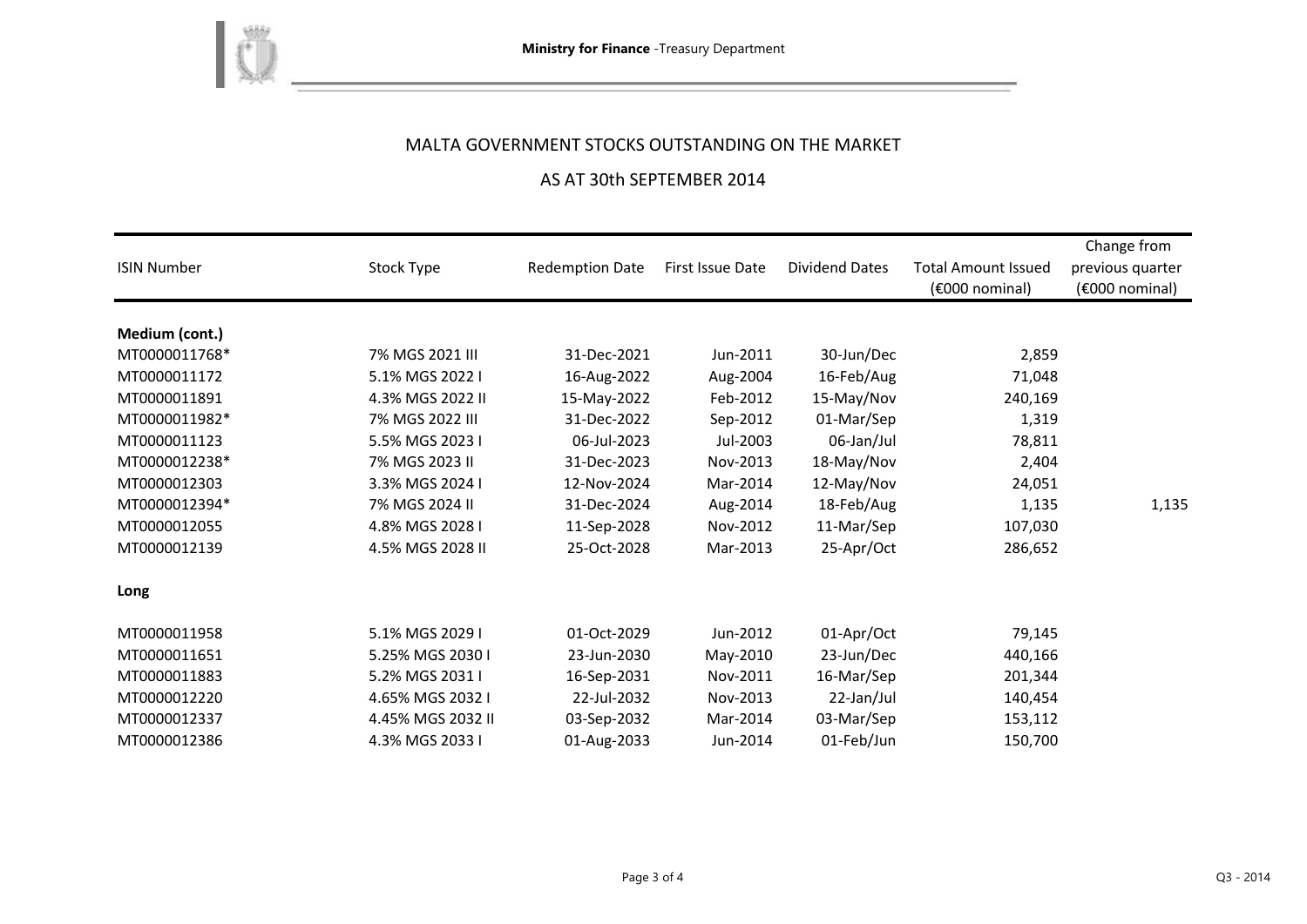# MALTA GOVERNMENT STOCKS OUTSTANDING ON THE MARKET

## AS AT 30th SEPTEMBER 2014

| ISIN Number | Stock Type | Redemption Date | First Issue Date | Dividend Dates | Total Amount Issued (€000 nominal) | Change from previous quarter (€000 nominal) |
|---|---|---|---|---|---|---|
| **Medium (cont.)** | | | | | | |
| MT0000011768* | 7% MGS 2021 III | 31-Dec-2021 | Jun-2011 | 30-Jun/Dec | 2,859 | |
| MT0000011172 | 5.1% MGS 2022 I | 16-Aug-2022 | Aug-2004 | 16-Feb/Aug | 71,048 | |
| MT0000011891 | 4.3% MGS 2022 II | 15-May-2022 | Feb-2012 | 15-May/Nov | 240,169 | |
| MT0000011982* | 7% MGS 2022 III | 31-Dec-2022 | Sep-2012 | 01-Mar/Sep | 1,319 | |
| MT0000011123 | 5.5% MGS 2023 I | 06-Jul-2023 | Jul-2003 | 06-Jan/Jul | 78,811 | |
| MT0000012238* | 7% MGS 2023 II | 31-Dec-2023 | Nov-2013 | 18-May/Nov | 2,404 | |
| MT0000012303 | 3.3% MGS 2024 I | 12-Nov-2024 | Mar-2014 | 12-May/Nov | 24,051 | |
| MT0000012394* | 7% MGS 2024 II | 31-Dec-2024 | Aug-2014 | 18-Feb/Aug | 1,135 | 1,135 |
| MT0000012055 | 4.8% MGS 2028 I | 11-Sep-2028 | Nov-2012 | 11-Mar/Sep | 107,030 | |
| MT0000012139 | 4.5% MGS 2028 II | 25-Oct-2028 | Mar-2013 | 25-Apr/Oct | 286,652 | |
| **Long** | | | | | | |
| MT0000011958 | 5.1% MGS 2029 I | 01-Oct-2029 | Jun-2012 | 01-Apr/Oct | 79,145 | |
| MT0000011651 | 5.25% MGS 2030 I | 23-Jun-2030 | May-2010 | 23-Jun/Dec | 440,166 | |
| MT0000011883 | 5.2% MGS 2031 I | 16-Sep-2031 | Nov-2011 | 16-Mar/Sep | 201,344 | |
| MT0000012220 | 4.65% MGS 2032 I | 22-Jul-2032 | Nov-2013 | 22-Jan/Jul | 140,454 | |
| MT0000012337 | 4.45% MGS 2032 II | 03-Sep-2032 | Mar-2014 | 03-Mar/Sep | 153,112 | |
| MT0000012386 | 4.3% MGS 2033 I | 01-Aug-2033 | Jun-2014 | 01-Feb/Jun | 150,700 | |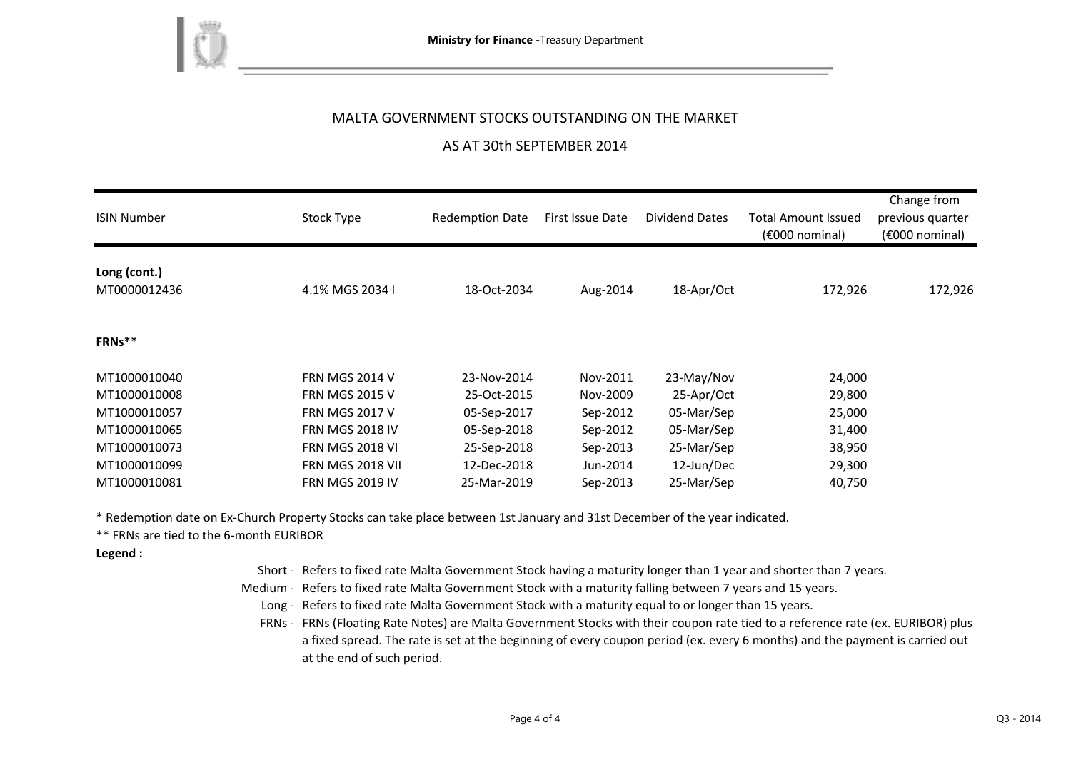# MALTA GOVERNMENT STOCKS OUTSTANDING ON THE MARKET

## AS AT 30th SEPTEMBER 2014

| ISIN Number | Stock Type | Redemption Date | First Issue Date | Dividend Dates | Total Amount Issued (€000 nominal) | Change from previous quarter (€000 nominal) |
|---|---|---|---|---|---|---|
| **Long (cont.)** | | | | | | |
| MT0000012436 | 4.1% MGS 2034 I | 18-Oct-2034 | Aug-2014 | 18-Apr/Oct | 172,926 | 172,926 |
| **FRNs**** | | | | | | |
| MT1000010040 | FRN MGS 2014 V | 23-Nov-2014 | Nov-2011 | 23-May/Nov | 24,000 | |
| MT1000010008 | FRN MGS 2015 V | 25-Oct-2015 | Nov-2009 | 25-Apr/Oct | 29,800 | |
| MT1000010057 | FRN MGS 2017 V | 05-Sep-2017 | Sep-2012 | 05-Mar/Sep | 25,000 | |
| MT1000010065 | FRN MGS 2018 IV | 05-Sep-2018 | Sep-2012 | 05-Mar/Sep | 31,400 | |
| MT1000010073 | FRN MGS 2018 VI | 25-Sep-2018 | Sep-2013 | 25-Mar/Sep | 38,950 | |
| MT1000010099 | FRN MGS 2018 VII | 12-Dec-2018 | Jun-2014 | 12-Jun/Dec | 29,300 | |
| MT1000010081 | FRN MGS 2019 IV | 25-Mar-2019 | Sep-2013 | 25-Mar/Sep | 40,750 | |

* Redemption date on Ex-Church Property Stocks can take place between 1st January and 31st December of the year indicated.

** FRNs are tied to the 6-month EURIBOR

**Legend :**

- Short - Refers to fixed rate Malta Government Stock having a maturity longer than 1 year and shorter than 7 years.
- Medium - Refers to fixed rate Malta Government Stock with a maturity falling between 7 years and 15 years.
- Long - Refers to fixed rate Malta Government Stock with a maturity equal to or longer than 15 years.
- FRNs - FRNs (Floating Rate Notes) are Malta Government Stocks with their coupon rate tied to a reference rate (ex. EURIBOR) plus a fixed spread. The rate is set at the beginning of every coupon period (ex. every 6 months) and the payment is carried out at the end of such period.